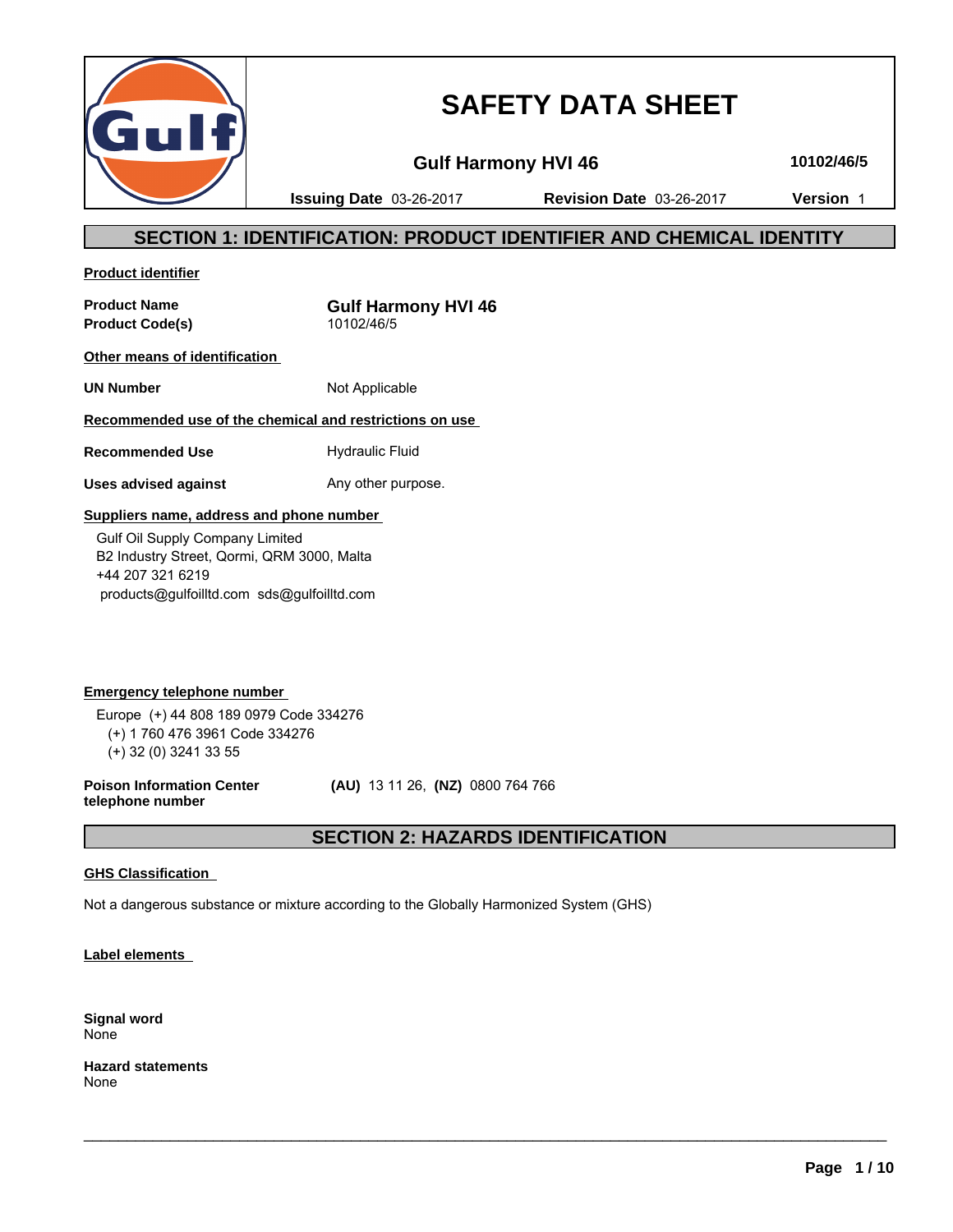# SAFETY DATA SHEET

**Gulf Harmony HVI 46** **10102/46/5**

**Issuing Date** 03-26-2017 **Revision Date** 03-26-2017 **Version** 1

## SECTION 1: IDENTIFICATION: PRODUCT IDENTIFIER AND CHEMICAL IDENTITY

**Product identifier**

**Product Name** **Gulf Harmony HVI 46**
**Product Code(s)** 10102/46/5

**Other means of identification**

**UN Number** Not Applicable

**Recommended use of the chemical and restrictions on use**

**Recommended Use** Hydraulic Fluid

**Uses advised against** Any other purpose.

**Suppliers name, address and phone number**

Gulf Oil Supply Company Limited
B2 Industry Street, Qormi, QRM 3000, Malta
+44 207 321 6219
products@gulfoilltd.com sds@gulfoilltd.com

**Emergency telephone number**

Europe (+) 44 808 189 0979 Code 334276
(+) 1 760 476 3961 Code 334276
(+) 32 (0) 3241 33 55

**Poison Information Center telephone number** **(AU)** 13 11 26, **(NZ)** 0800 764 766

## SECTION 2: HAZARDS IDENTIFICATION

**GHS Classification**

Not a dangerous substance or mixture according to the Globally Harmonized System (GHS)

**Label elements**

**Signal word**
None

**Hazard statements**
None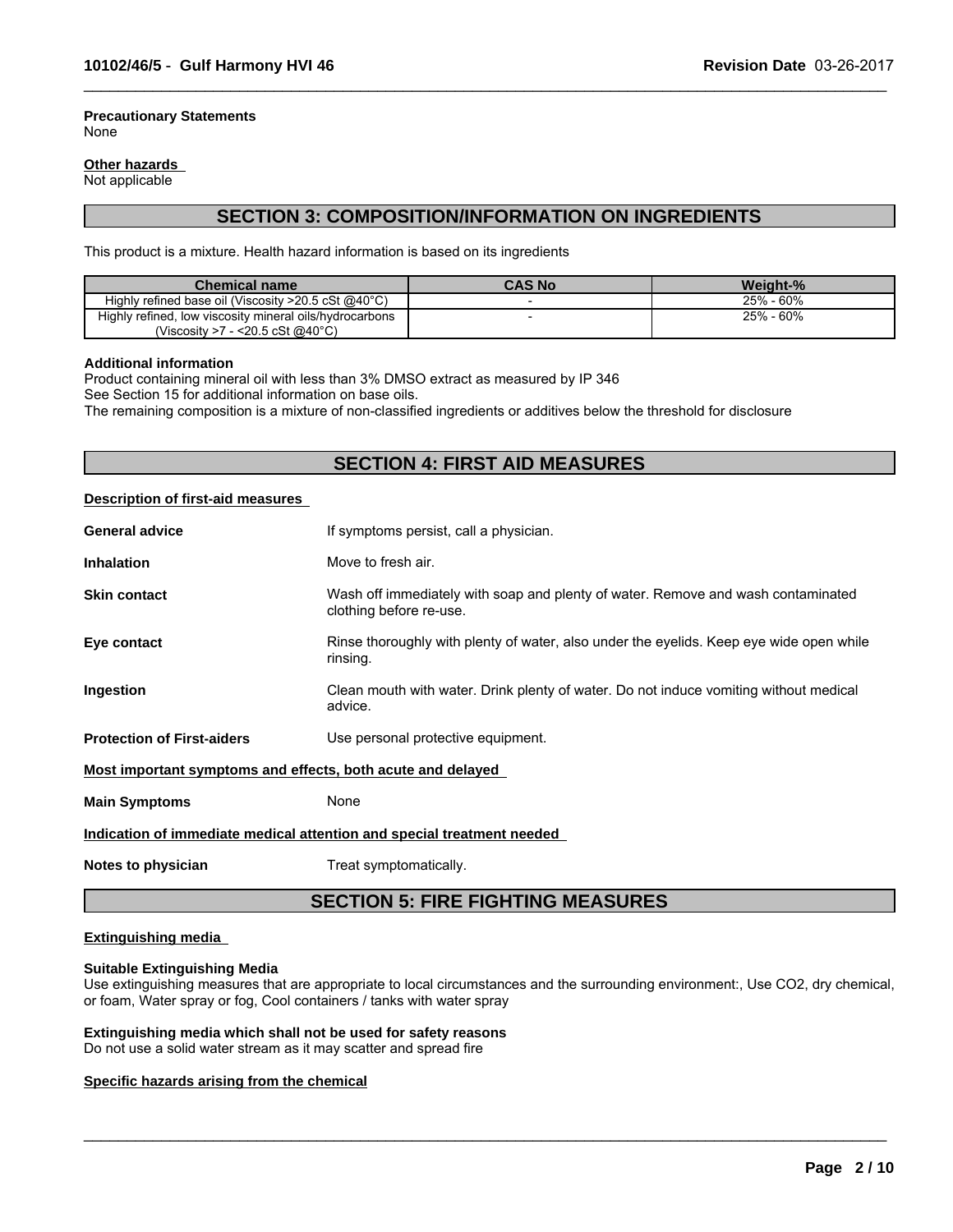**Precautionary Statements**
None

**Other hazards**
Not applicable

## SECTION 3: COMPOSITION/INFORMATION ON INGREDIENTS

This product is a mixture. Health hazard information is based on its ingredients

| Chemical name | CAS No | Weight-% |
| --- | --- | --- |
| Highly refined base oil (Viscosity >20.5 cSt @40°C) | - | 25% - 60% |
| Highly refined, low viscosity mineral oils/hydrocarbons (Viscosity >7 - <20.5 cSt @40°C) | - | 25% - 60% |

**Additional information**
Product containing mineral oil with less than 3% DMSO extract as measured by IP 346
See Section 15 for additional information on base oils.
The remaining composition is a mixture of non-classified ingredients or additives below the threshold for disclosure

## SECTION 4: FIRST AID MEASURES

**Description of first-aid measures**

**General advice** If symptoms persist, call a physician.

**Inhalation** Move to fresh air.

**Skin contact** Wash off immediately with soap and plenty of water. Remove and wash contaminated clothing before re-use.

**Eye contact** Rinse thoroughly with plenty of water, also under the eyelids. Keep eye wide open while rinsing.

**Ingestion** Clean mouth with water. Drink plenty of water. Do not induce vomiting without medical advice.

**Protection of First-aiders** Use personal protective equipment.

**Most important symptoms and effects, both acute and delayed**

**Main Symptoms** None

**Indication of immediate medical attention and special treatment needed**

**Notes to physician** Treat symptomatically.

## SECTION 5: FIRE FIGHTING MEASURES

**Extinguishing media**

**Suitable Extinguishing Media**
Use extinguishing measures that are appropriate to local circumstances and the surrounding environment:, Use $CO_2$, dry chemical, or foam, Water spray or fog, Cool containers / tanks with water spray

**Extinguishing media which shall not be used for safety reasons**
Do not use a solid water stream as it may scatter and spread fire

**Specific hazards arising from the chemical**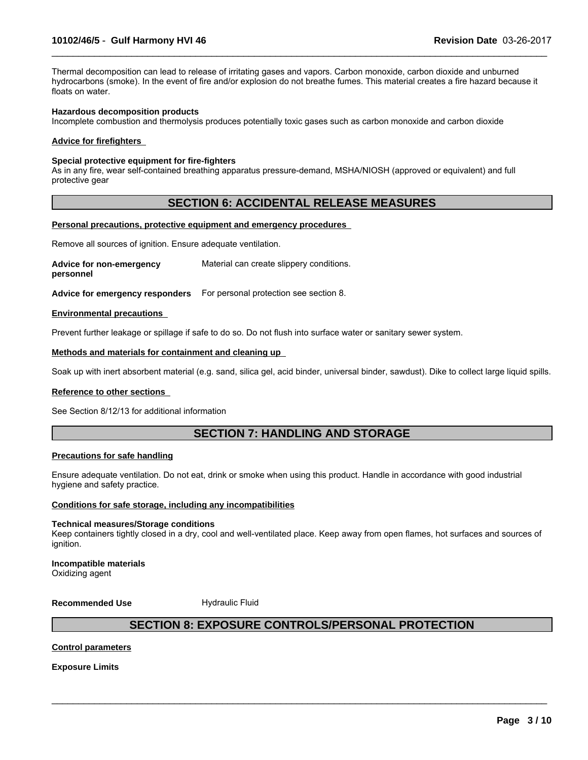Thermal decomposition can lead to release of irritating gases and vapors. Carbon monoxide, carbon dioxide and unburned hydrocarbons (smoke). In the event of fire and/or explosion do not breathe fumes. This material creates a fire hazard because it floats on water.

**Hazardous decomposition products**
Incomplete combustion and thermolysis produces potentially toxic gases such as carbon monoxide and carbon dioxide

**Advice for firefighters**

**Special protective equipment for fire-fighters**
As in any fire, wear self-contained breathing apparatus pressure-demand, MSHA/NIOSH (approved or equivalent) and full protective gear

## SECTION 6: ACCIDENTAL RELEASE MEASURES

**Personal precautions, protective equipment and emergency procedures**

Remove all sources of ignition. Ensure adequate ventilation.

**Advice for non-emergency personnel** Material can create slippery conditions.

**Advice for emergency responders** For personal protection see section 8.

**Environmental precautions**

Prevent further leakage or spillage if safe to do so. Do not flush into surface water or sanitary sewer system.

**Methods and materials for containment and cleaning up**

Soak up with inert absorbent material (e.g. sand, silica gel, acid binder, universal binder, sawdust). Dike to collect large liquid spills.

**Reference to other sections**

See Section 8/12/13 for additional information

## SECTION 7: HANDLING AND STORAGE

**Precautions for safe handling**

Ensure adequate ventilation. Do not eat, drink or smoke when using this product. Handle in accordance with good industrial hygiene and safety practice.

**Conditions for safe storage, including any incompatibilities**

**Technical measures/Storage conditions**
Keep containers tightly closed in a dry, cool and well-ventilated place. Keep away from open flames, hot surfaces and sources of ignition.

**Incompatible materials**
Oxidizing agent

**Recommended Use** Hydraulic Fluid

## SECTION 8: EXPOSURE CONTROLS/PERSONAL PROTECTION

**Control parameters**

**Exposure Limits**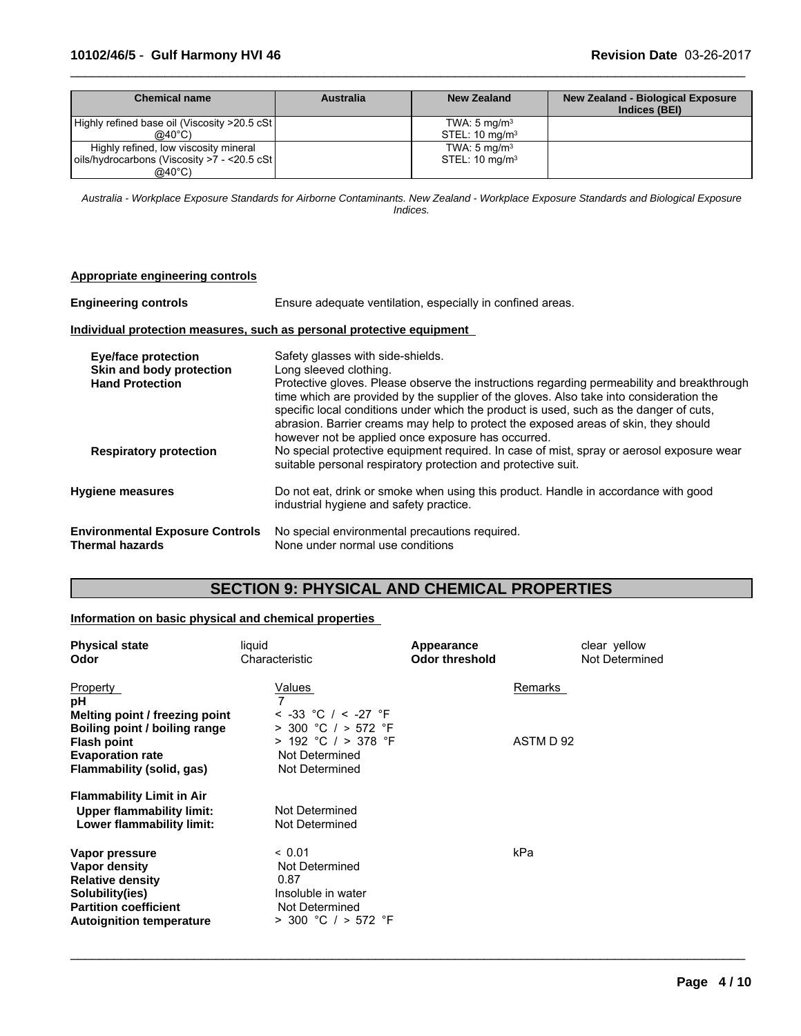| Chemical name | Australia | New Zealand | New Zealand - Biological Exposure Indices (BEI) |
|---|---|---|---|
| Highly refined base oil (Viscosity >20.5 cSt @40°C) | | TWA: 5 mg/m$^3$<br>STEL: 10 mg/m$^3$ | |
| Highly refined, low viscosity mineral oils/hydrocarbons (Viscosity >7 - <20.5 cSt @40°C) | | TWA: 5 mg/m$^3$<br>STEL: 10 mg/m$^3$ | |

*Australia - Workplace Exposure Standards for Airborne Contaminants. New Zealand - Workplace Exposure Standards and Biological Exposure Indices.*

**Appropriate engineering controls**

**Engineering controls** Ensure adequate ventilation, especially in confined areas.

**Individual protection measures, such as personal protective equipment**

**Eye/face protection** Safety glasses with side-shields.

**Skin and body protection** Long sleeved clothing.

**Hand Protection** Protective gloves. Please observe the instructions regarding permeability and breakthrough time which are provided by the supplier of the gloves. Also take into consideration the specific local conditions under which the product is used, such as the danger of cuts, abrasion. Barrier creams may help to protect the exposed areas of skin, they should however not be applied once exposure has occurred.

**Respiratory protection** No special protective equipment required. In case of mist, spray or aerosol exposure wear suitable personal respiratory protection and protective suit.

**Hygiene measures** Do not eat, drink or smoke when using this product. Handle in accordance with good industrial hygiene and safety practice.

**Environmental Exposure Controls** No special environmental precautions required.

**Thermal hazards** None under normal use conditions

## SECTION 9: PHYSICAL AND CHEMICAL PROPERTIES

**Information on basic physical and chemical properties**

**Physical state** liquid
**Appearance** clear yellow
**Odor** Characteristic
**Odor threshold** Not Determined

| Property | Values | Remarks |
|---|---|---|
| **pH** | 7 | |
| **Melting point / freezing point** | < -33 °C / < -27 °F | |
| **Boiling point / boiling range** | > 300 °C / > 572 °F | |
| **Flash point** | > 192 °C / > 378 °F | ASTM D 92 |
| **Evaporation rate** | Not Determined | |
| **Flammability (solid, gas)** | Not Determined | |
| **Flammability Limit in Air** | | |
| **Upper flammability limit:** | Not Determined | |
| **Lower flammability limit:** | Not Determined | |
| **Vapor pressure** | < 0.01 | kPa |
| **Vapor density** | Not Determined | |
| **Relative density** | 0.87 | |
| **Solubility(ies)** | Insoluble in water | |
| **Partition coefficient** | Not Determined | |
| **Autoignition temperature** | > 300 °C / > 572 °F | |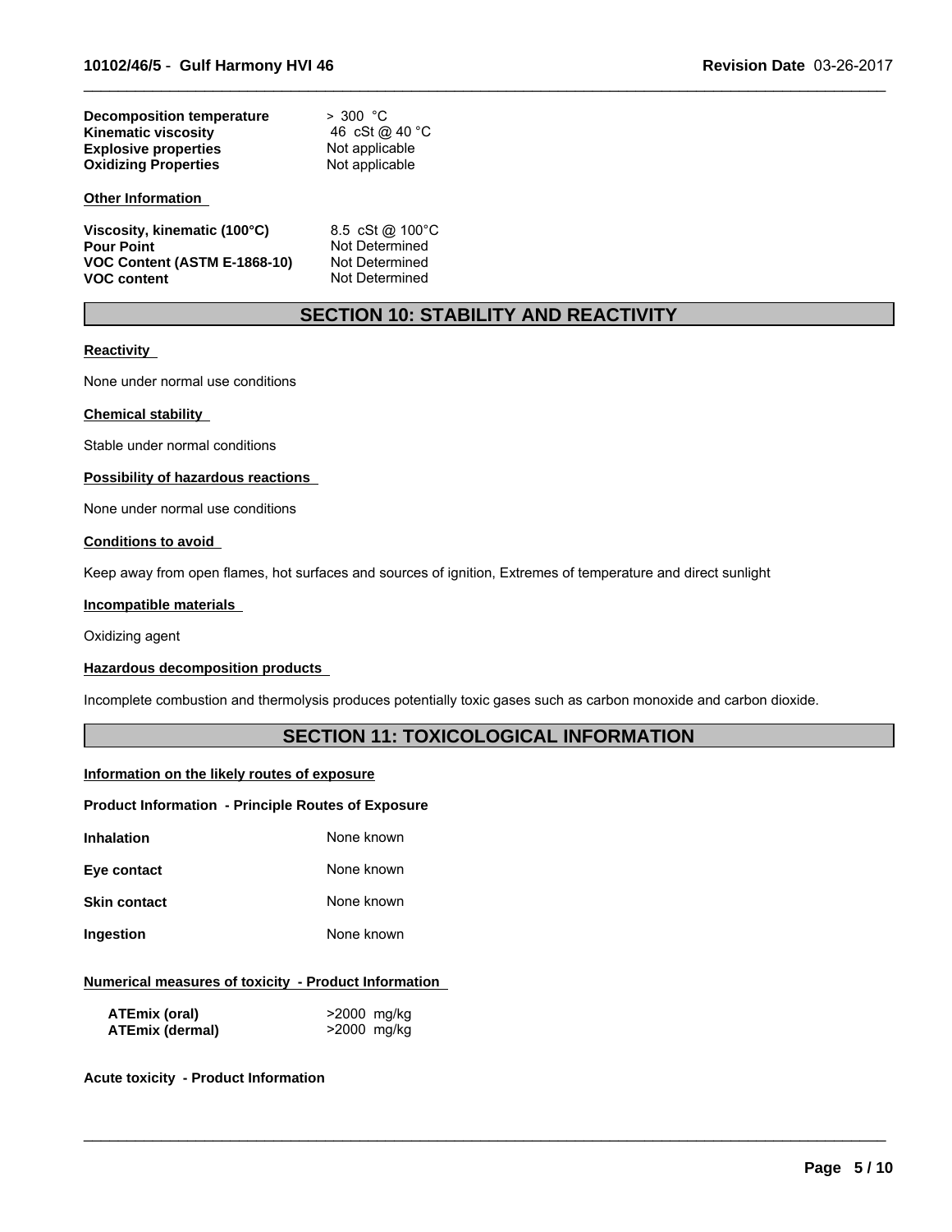| | |
|---|---|
| **Decomposition temperature** | > 300 °C |
| **Kinematic viscosity** | 46 cSt @ 40 °C |
| **Explosive properties** | Not applicable |
| **Oxidizing Properties** | Not applicable |

**Other Information**

| | |
|---|---|
| **Viscosity, kinematic (100°C)** | 8.5 cSt @ 100°C |
| **Pour Point** | Not Determined |
| **VOC Content (ASTM E-1868-10)** | Not Determined |
| **VOC content** | Not Determined |

## SECTION 10: STABILITY AND REACTIVITY

**Reactivity**

None under normal use conditions

**Chemical stability**

Stable under normal conditions

**Possibility of hazardous reactions**

None under normal use conditions

**Conditions to avoid**

Keep away from open flames, hot surfaces and sources of ignition, Extremes of temperature and direct sunlight

**Incompatible materials**

Oxidizing agent

**Hazardous decomposition products**

Incomplete combustion and thermolysis produces potentially toxic gases such as carbon monoxide and carbon dioxide.

## SECTION 11: TOXICOLOGICAL INFORMATION

**Information on the likely routes of exposure**

**Product Information - Principle Routes of Exposure**

| | |
|---|---|
| **Inhalation** | None known |
| **Eye contact** | None known |
| **Skin contact** | None known |
| **Ingestion** | None known |

**Numerical measures of toxicity - Product Information**

| | |
|---|---|
| **ATEmix (oral)** | >2000 mg/kg |
| **ATEmix (dermal)** | >2000 mg/kg |

**Acute toxicity - Product Information**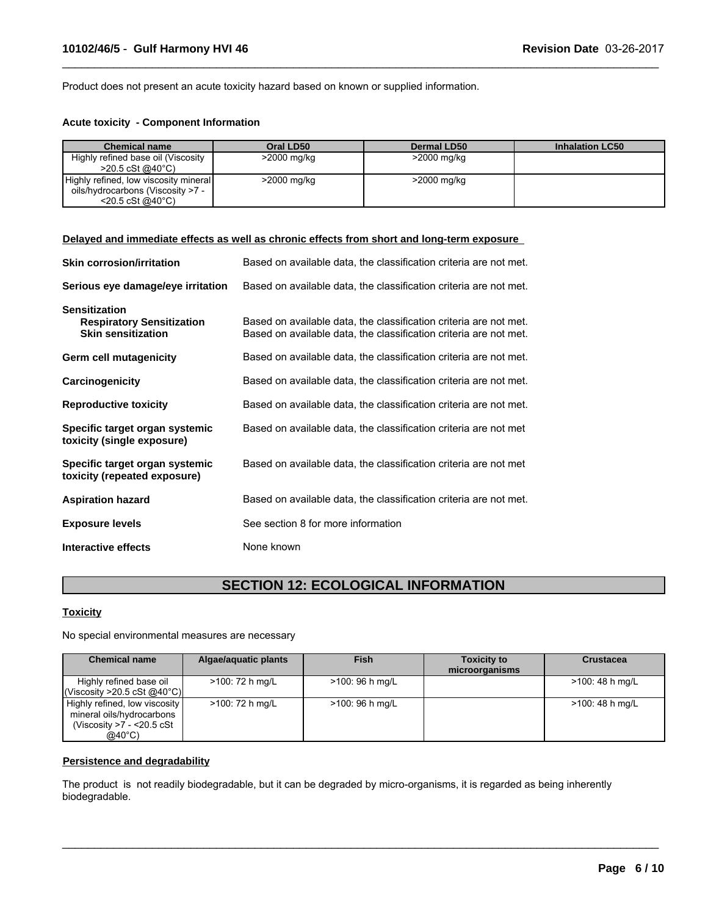Product does not present an acute toxicity hazard based on known or supplied information.

**Acute toxicity - Component Information**

| Chemical name | Oral LD50 | Dermal LD50 | Inhalation LC50 |
|---|---|---|---|
| Highly refined base oil (Viscosity >20.5 cSt @40°C) | >2000 mg/kg | >2000 mg/kg | |
| Highly refined, low viscosity mineral oils/hydrocarbons (Viscosity >7 - <20.5 cSt @40°C) | >2000 mg/kg | >2000 mg/kg | |

**Delayed and immediate effects as well as chronic effects from short and long-term exposure**

**Skin corrosion/irritation** Based on available data, the classification criteria are not met.

**Serious eye damage/eye irritation** Based on available data, the classification criteria are not met.

**Sensitization**

**Respiratory Sensitization** Based on available data, the classification criteria are not met.

**Skin sensitization** Based on available data, the classification criteria are not met.

**Germ cell mutagenicity** Based on available data, the classification criteria are not met.

**Carcinogenicity** Based on available data, the classification criteria are not met.

**Reproductive toxicity** Based on available data, the classification criteria are not met.

**Specific target organ systemic toxicity (single exposure)** Based on available data, the classification criteria are not met

**Specific target organ systemic toxicity (repeated exposure)** Based on available data, the classification criteria are not met

**Aspiration hazard** Based on available data, the classification criteria are not met.

**Exposure levels** See section 8 for more information

**Interactive effects** None known

## SECTION 12: ECOLOGICAL INFORMATION

**Toxicity**

No special environmental measures are necessary

| Chemical name | Algae/aquatic plants | Fish | Toxicity to microorganisms | Crustacea |
|---|---|---|---|---|
| Highly refined base oil (Viscosity >20.5 cSt @40°C) | >100: 72 h mg/L | >100: 96 h mg/L | | >100: 48 h mg/L |
| Highly refined, low viscosity mineral oils/hydrocarbons (Viscosity >7 - <20.5 cSt @40°C) | >100: 72 h mg/L | >100: 96 h mg/L | | >100: 48 h mg/L |

**Persistence and degradability**

The product is not readily biodegradable, but it can be degraded by micro-organisms, it is regarded as being inherently biodegradable.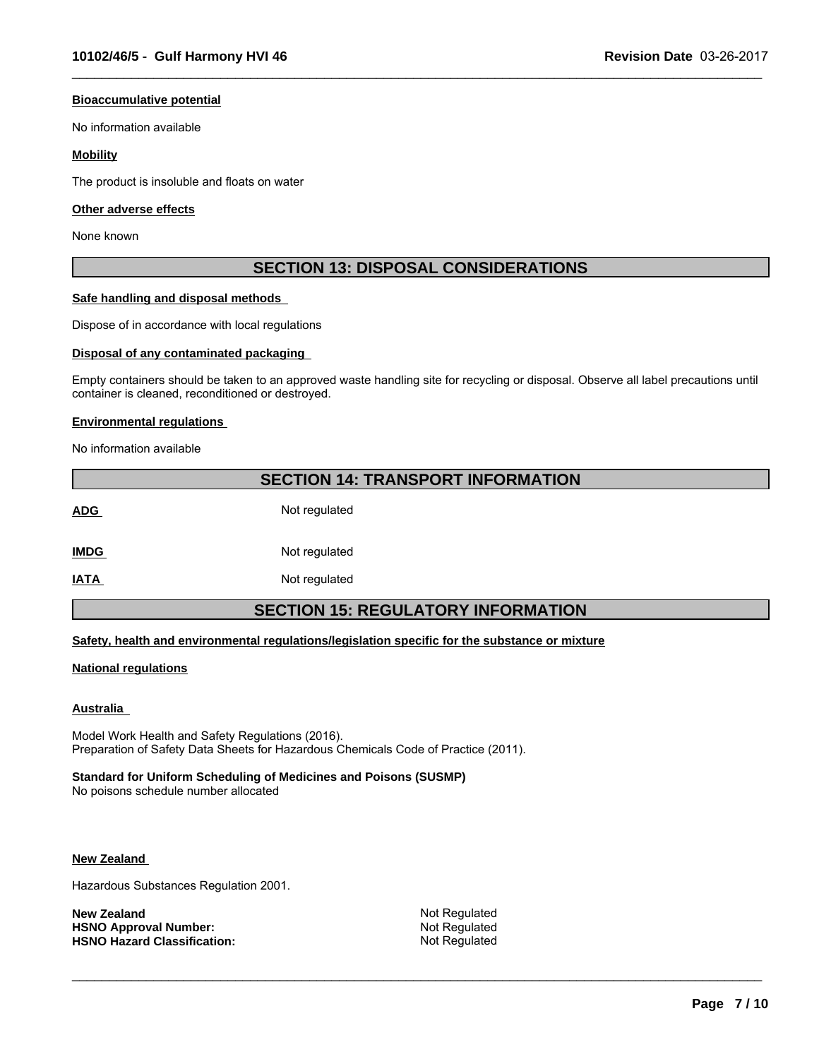**Bioaccumulative potential**

No information available

**Mobility**

The product is insoluble and floats on water

**Other adverse effects**

None known

## SECTION 13: DISPOSAL CONSIDERATIONS

**Safe handling and disposal methods**

Dispose of in accordance with local regulations

**Disposal of any contaminated packaging**

Empty containers should be taken to an approved waste handling site for recycling or disposal. Observe all label precautions until container is cleaned, reconditioned or destroyed.

**Environmental regulations**

No information available

## SECTION 14: TRANSPORT INFORMATION

| | |
|---|---|
| **ADG** | Not regulated |
| **IMDG** | Not regulated |
| **IATA** | Not regulated |

## SECTION 15: REGULATORY INFORMATION

**Safety, health and environmental regulations/legislation specific for the substance or mixture**

**National regulations**

**Australia**

Model Work Health and Safety Regulations (2016).
Preparation of Safety Data Sheets for Hazardous Chemicals Code of Practice (2011).

**Standard for Uniform Scheduling of Medicines and Poisons (SUSMP)**
No poisons schedule number allocated

**New Zealand**

Hazardous Substances Regulation 2001.

| | |
|---|---|
| **New Zealand** | Not Regulated |
| **HSNO Approval Number:** | Not Regulated |
| **HSNO Hazard Classification:** | Not Regulated |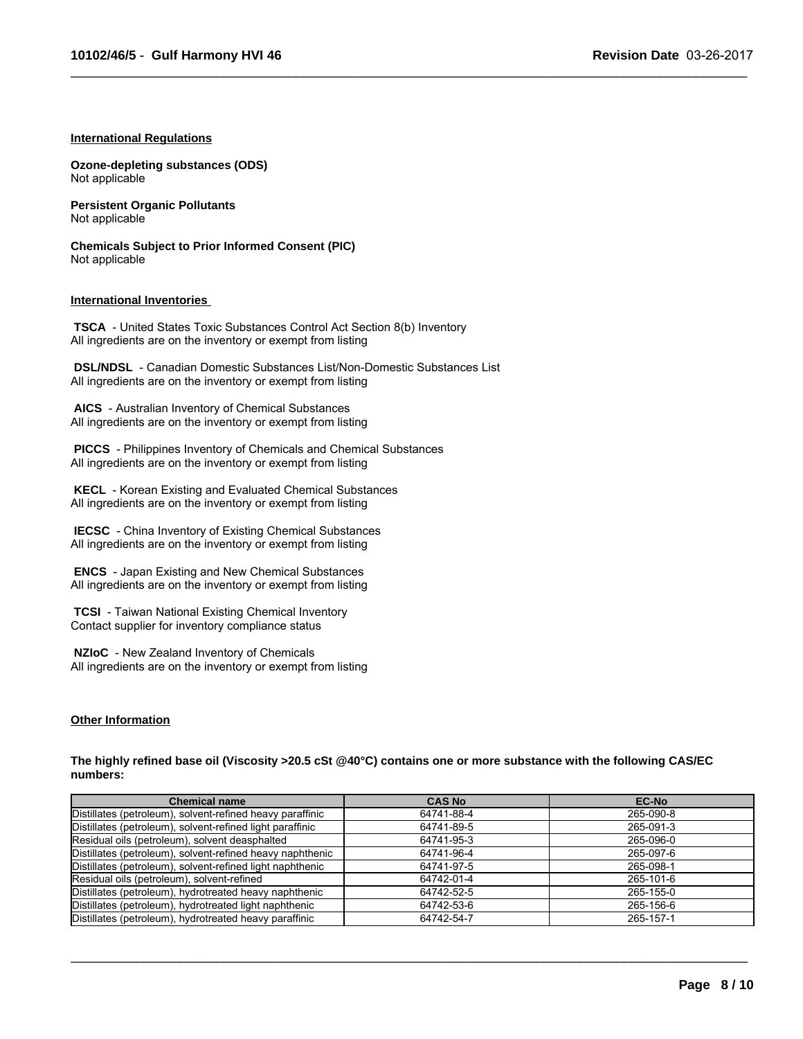### International Regulations

**Ozone-depleting substances (ODS)**
Not applicable

**Persistent Organic Pollutants**
Not applicable

**Chemicals Subject to Prior Informed Consent (PIC)**
Not applicable

### International Inventories

**TSCA** - United States Toxic Substances Control Act Section 8(b) Inventory
All ingredients are on the inventory or exempt from listing

**DSL/NDSL** - Canadian Domestic Substances List/Non-Domestic Substances List
All ingredients are on the inventory or exempt from listing

**AICS** - Australian Inventory of Chemical Substances
All ingredients are on the inventory or exempt from listing

**PICCS** - Philippines Inventory of Chemicals and Chemical Substances
All ingredients are on the inventory or exempt from listing

**KECL** - Korean Existing and Evaluated Chemical Substances
All ingredients are on the inventory or exempt from listing

**IECSC** - China Inventory of Existing Chemical Substances
All ingredients are on the inventory or exempt from listing

**ENCS** - Japan Existing and New Chemical Substances
All ingredients are on the inventory or exempt from listing

**TCSI** - Taiwan National Existing Chemical Inventory
Contact supplier for inventory compliance status

**NZIoC** - New Zealand Inventory of Chemicals
All ingredients are on the inventory or exempt from listing

### Other Information

**The highly refined base oil (Viscosity >20.5 cSt @40°C) contains one or more substance with the following CAS/EC numbers:**

| Chemical name | CAS No | EC-No |
|---|---|---|
| Distillates (petroleum), solvent-refined heavy paraffinic | 64741-88-4 | 265-090-8 |
| Distillates (petroleum), solvent-refined light paraffinic | 64741-89-5 | 265-091-3 |
| Residual oils (petroleum), solvent deasphalted | 64741-95-3 | 265-096-0 |
| Distillates (petroleum), solvent-refined heavy naphthenic | 64741-96-4 | 265-097-6 |
| Distillates (petroleum), solvent-refined light naphthenic | 64741-97-5 | 265-098-1 |
| Residual oils (petroleum), solvent-refined | 64742-01-4 | 265-101-6 |
| Distillates (petroleum), hydrotreated heavy naphthenic | 64742-52-5 | 265-155-0 |
| Distillates (petroleum), hydrotreated light naphthenic | 64742-53-6 | 265-156-6 |
| Distillates (petroleum), hydrotreated heavy paraffinic | 64742-54-7 | 265-157-1 |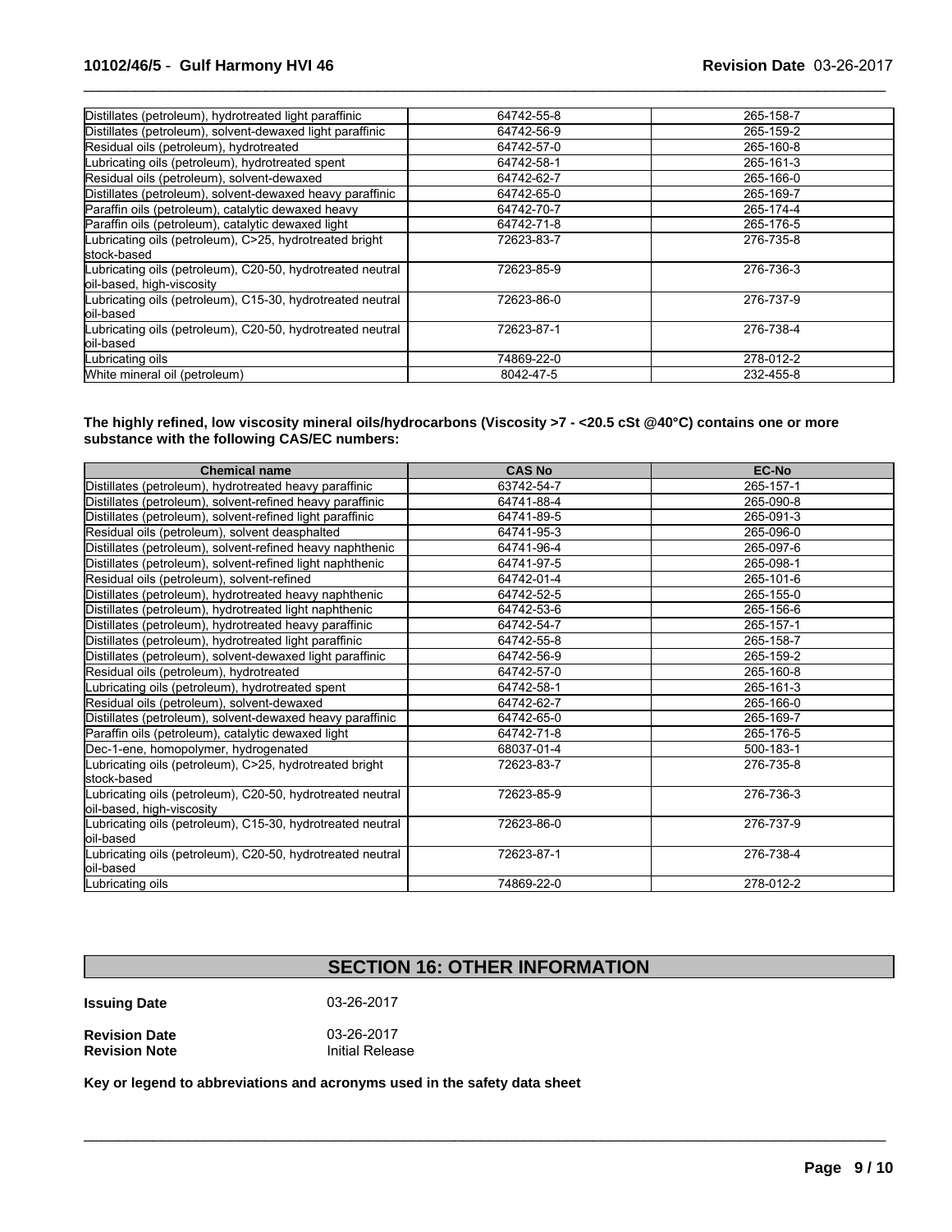| | | |
|---|---|---|
| Distillates (petroleum), hydrotreated light paraffinic | 64742-55-8 | 265-158-7 |
| Distillates (petroleum), solvent-dewaxed light paraffinic | 64742-56-9 | 265-159-2 |
| Residual oils (petroleum), hydrotreated | 64742-57-0 | 265-160-8 |
| Lubricating oils (petroleum), hydrotreated spent | 64742-58-1 | 265-161-3 |
| Residual oils (petroleum), solvent-dewaxed | 64742-62-7 | 265-166-0 |
| Distillates (petroleum), solvent-dewaxed heavy paraffinic | 64742-65-0 | 265-169-7 |
| Paraffin oils (petroleum), catalytic dewaxed heavy | 64742-70-7 | 265-174-4 |
| Paraffin oils (petroleum), catalytic dewaxed light | 64742-71-8 | 265-176-5 |
| Lubricating oils (petroleum), C>25, hydrotreated bright stock-based | 72623-83-7 | 276-735-8 |
| Lubricating oils (petroleum), C20-50, hydrotreated neutral oil-based, high-viscosity | 72623-85-9 | 276-736-3 |
| Lubricating oils (petroleum), C15-30, hydrotreated neutral oil-based | 72623-86-0 | 276-737-9 |
| Lubricating oils (petroleum), C20-50, hydrotreated neutral oil-based | 72623-87-1 | 276-738-4 |
| Lubricating oils | 74869-22-0 | 278-012-2 |
| White mineral oil (petroleum) | 8042-47-5 | 232-455-8 |

**The highly refined, low viscosity mineral oils/hydrocarbons (Viscosity >7 - <20.5 cSt @40°C) contains one or more substance with the following CAS/EC numbers:**

| Chemical name | CAS No | EC-No |
|---|---|---|
| Distillates (petroleum), hydrotreated heavy paraffinic | 63742-54-7 | 265-157-1 |
| Distillates (petroleum), solvent-refined heavy paraffinic | 64741-88-4 | 265-090-8 |
| Distillates (petroleum), solvent-refined light paraffinic | 64741-89-5 | 265-091-3 |
| Residual oils (petroleum), solvent deasphalted | 64741-95-3 | 265-096-0 |
| Distillates (petroleum), solvent-refined heavy naphthenic | 64741-96-4 | 265-097-6 |
| Distillates (petroleum), solvent-refined light naphthenic | 64741-97-5 | 265-098-1 |
| Residual oils (petroleum), solvent-refined | 64742-01-4 | 265-101-6 |
| Distillates (petroleum), hydrotreated heavy naphthenic | 64742-52-5 | 265-155-0 |
| Distillates (petroleum), hydrotreated light naphthenic | 64742-53-6 | 265-156-6 |
| Distillates (petroleum), hydrotreated heavy paraffinic | 64742-54-7 | 265-157-1 |
| Distillates (petroleum), hydrotreated light paraffinic | 64742-55-8 | 265-158-7 |
| Distillates (petroleum), solvent-dewaxed light paraffinic | 64742-56-9 | 265-159-2 |
| Residual oils (petroleum), hydrotreated | 64742-57-0 | 265-160-8 |
| Lubricating oils (petroleum), hydrotreated spent | 64742-58-1 | 265-161-3 |
| Residual oils (petroleum), solvent-dewaxed | 64742-62-7 | 265-166-0 |
| Distillates (petroleum), solvent-dewaxed heavy paraffinic | 64742-65-0 | 265-169-7 |
| Paraffin oils (petroleum), catalytic dewaxed light | 64742-71-8 | 265-176-5 |
| Dec-1-ene, homopolymer, hydrogenated | 68037-01-4 | 500-183-1 |
| Lubricating oils (petroleum), C>25, hydrotreated bright stock-based | 72623-83-7 | 276-735-8 |
| Lubricating oils (petroleum), C20-50, hydrotreated neutral oil-based, high-viscosity | 72623-85-9 | 276-736-3 |
| Lubricating oils (petroleum), C15-30, hydrotreated neutral oil-based | 72623-86-0 | 276-737-9 |
| Lubricating oils (petroleum), C20-50, hydrotreated neutral oil-based | 72623-87-1 | 276-738-4 |
| Lubricating oils | 74869-22-0 | 278-012-2 |

## SECTION 16: OTHER INFORMATION

**Issuing Date** 03-26-2017

**Revision Date** 03-26-2017
**Revision Note** Initial Release

**Key or legend to abbreviations and acronyms used in the safety data sheet**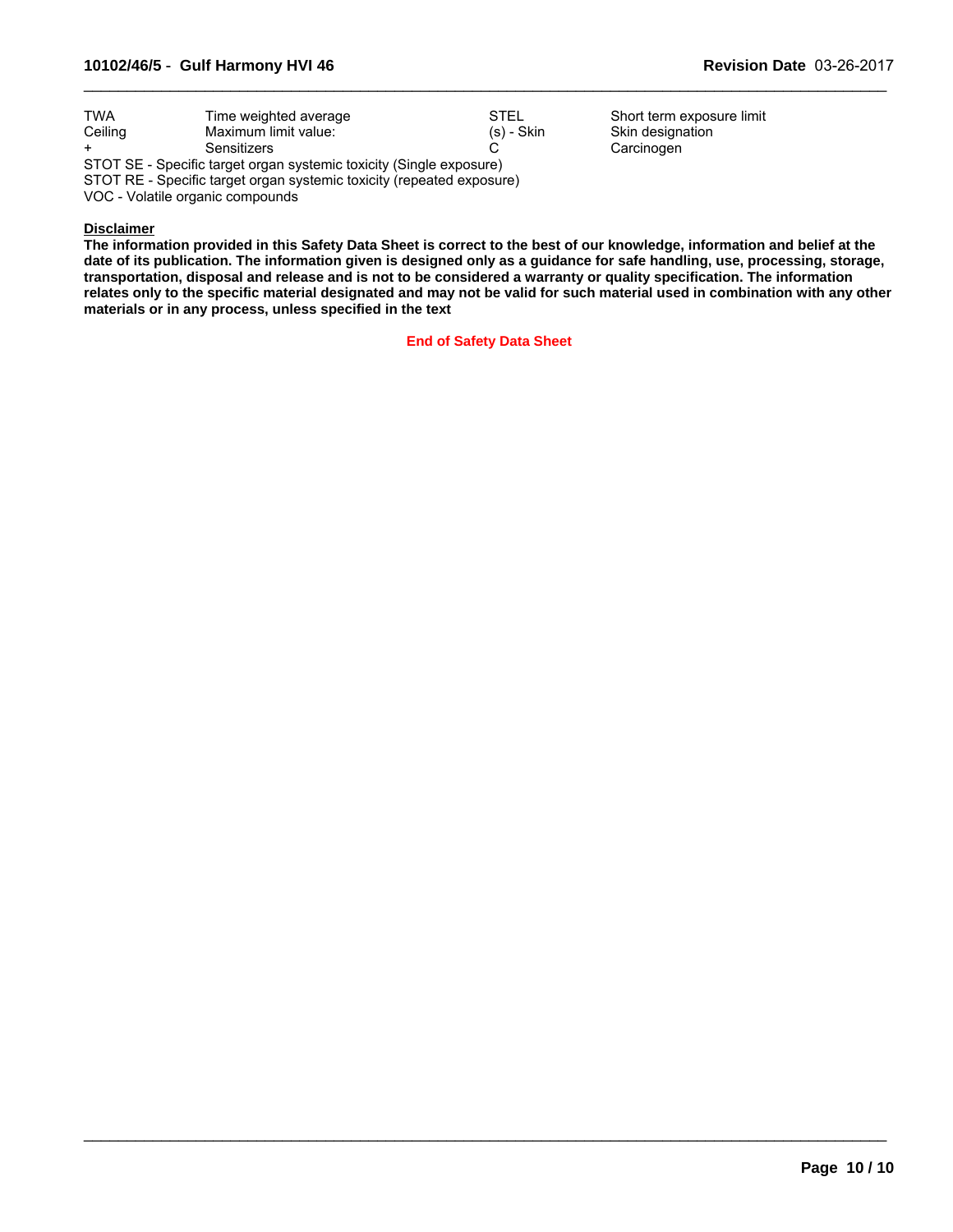| | | | |
|---|---|---|---|
| TWA | Time weighted average | STEL | Short term exposure limit |
| Ceiling | Maximum limit value: | (s) - Skin | Skin designation |
| + | Sensitizers | C | Carcinogen |

STOT SE - Specific target organ systemic toxicity (Single exposure)
STOT RE - Specific target organ systemic toxicity (repeated exposure)
VOC - Volatile organic compounds

**Disclaimer**

**The information provided in this Safety Data Sheet is correct to the best of our knowledge, information and belief at the date of its publication. The information given is designed only as a guidance for safe handling, use, processing, storage, transportation, disposal and release and is not to be considered a warranty or quality specification. The information relates only to the specific material designated and may not be valid for such material used in combination with any other materials or in any process, unless specified in the text**

**End of Safety Data Sheet**